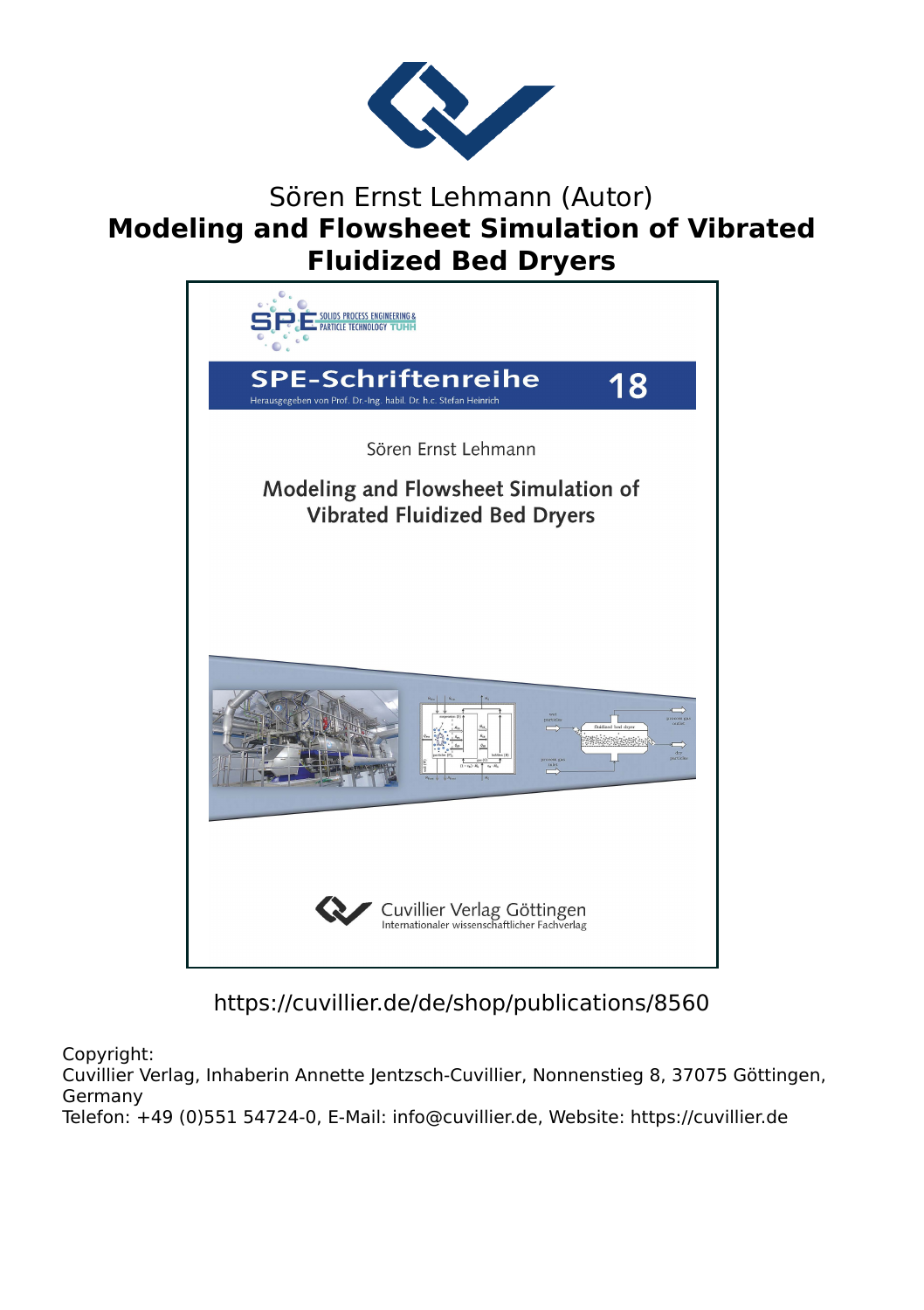Sören Ernst Lehmann (Autor)

# Modeling and Flowsheet Simulation of Vibrated Fluidized Bed Dryers

SOLIDS PROCESS ENGINEERING & PARTICLE TECHNOLOGY TUHH

**SPE-Schriftenreihe** 18

Herausgegeben von Prof. Dr.-Ing. habil. Dr. h.c. Stefan Heinrich

Sören Ernst Lehmann

**Modeling and Flowsheet Simulation of Vibrated Fluidized Bed Dryers**

Cuvillier Verlag Göttingen
Internationaler wissenschaftlicher Fachverlag

https://cuvillier.de/de/shop/publications/8560

Copyright:
Cuvillier Verlag, Inhaberin Annette Jentzsch-Cuvillier, Nonnenstieg 8, 37075 Göttingen, Germany
Telefon: +49 (0)551 54724-0, E-Mail: info@cuvillier.de, Website: https://cuvillier.de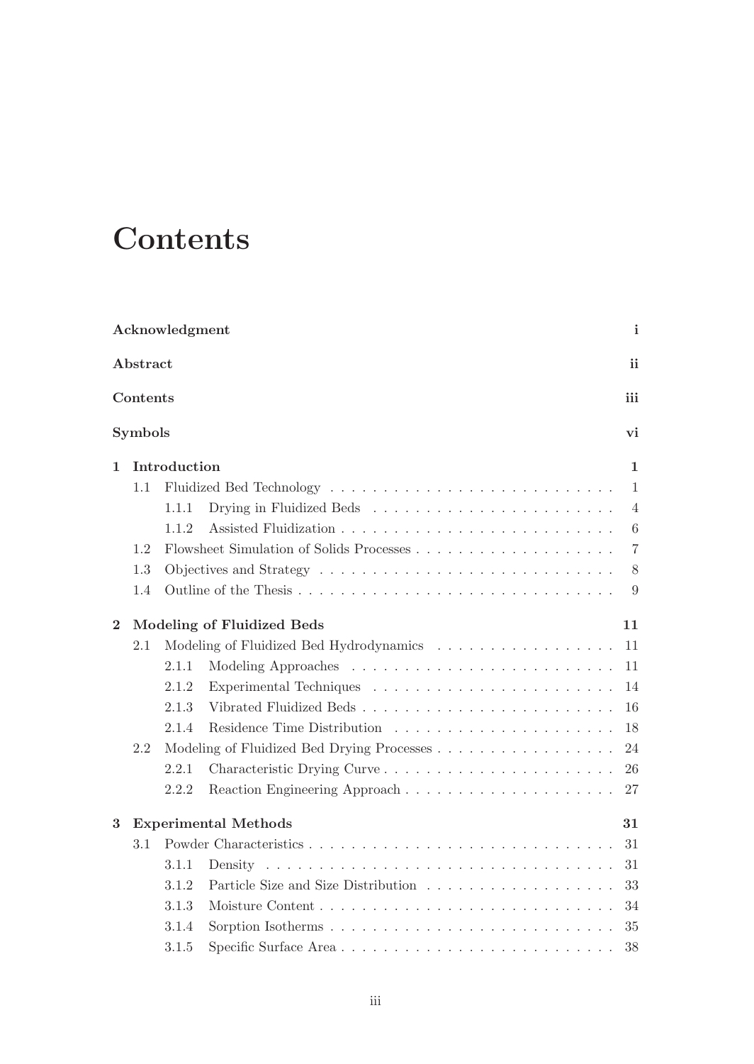# Contents

**Acknowledgment** **i**

**Abstract** **ii**

**Contents** **iii**

**Symbols** **vi**

**1 Introduction** **1**

- 1.1 Fluidized Bed Technology . . . . . . . . . . . . . . . . . . . . . . . . . . . 1
  - 1.1.1 Drying in Fluidized Beds . . . . . . . . . . . . . . . . . . . . . . . 4
  - 1.1.2 Assisted Fluidization . . . . . . . . . . . . . . . . . . . . . . . . . . 6
- 1.2 Flowsheet Simulation of Solids Processes . . . . . . . . . . . . . . . . . . . 7
- 1.3 Objectives and Strategy . . . . . . . . . . . . . . . . . . . . . . . . . . . . 8
- 1.4 Outline of the Thesis . . . . . . . . . . . . . . . . . . . . . . . . . . . . . . 9

**2 Modeling of Fluidized Beds** **11**

- 2.1 Modeling of Fluidized Bed Hydrodynamics . . . . . . . . . . . . . . . . . 11
  - 2.1.1 Modeling Approaches . . . . . . . . . . . . . . . . . . . . . . . . . 11
  - 2.1.2 Experimental Techniques . . . . . . . . . . . . . . . . . . . . . . . 14
  - 2.1.3 Vibrated Fluidized Beds . . . . . . . . . . . . . . . . . . . . . . . . 16
  - 2.1.4 Residence Time Distribution . . . . . . . . . . . . . . . . . . . . . 18
- 2.2 Modeling of Fluidized Bed Drying Processes . . . . . . . . . . . . . . . . . 24
  - 2.2.1 Characteristic Drying Curve . . . . . . . . . . . . . . . . . . . . . . 26
  - 2.2.2 Reaction Engineering Approach . . . . . . . . . . . . . . . . . . . . 27

**3 Experimental Methods** **31**

- 3.1 Powder Characteristics . . . . . . . . . . . . . . . . . . . . . . . . . . . . . 31
  - 3.1.1 Density . . . . . . . . . . . . . . . . . . . . . . . . . . . . . . . . . 31
  - 3.1.2 Particle Size and Size Distribution . . . . . . . . . . . . . . . . . . 33
  - 3.1.3 Moisture Content . . . . . . . . . . . . . . . . . . . . . . . . . . . . 34
  - 3.1.4 Sorption Isotherms . . . . . . . . . . . . . . . . . . . . . . . . . . . 35
  - 3.1.5 Specific Surface Area . . . . . . . . . . . . . . . . . . . . . . . . . . 38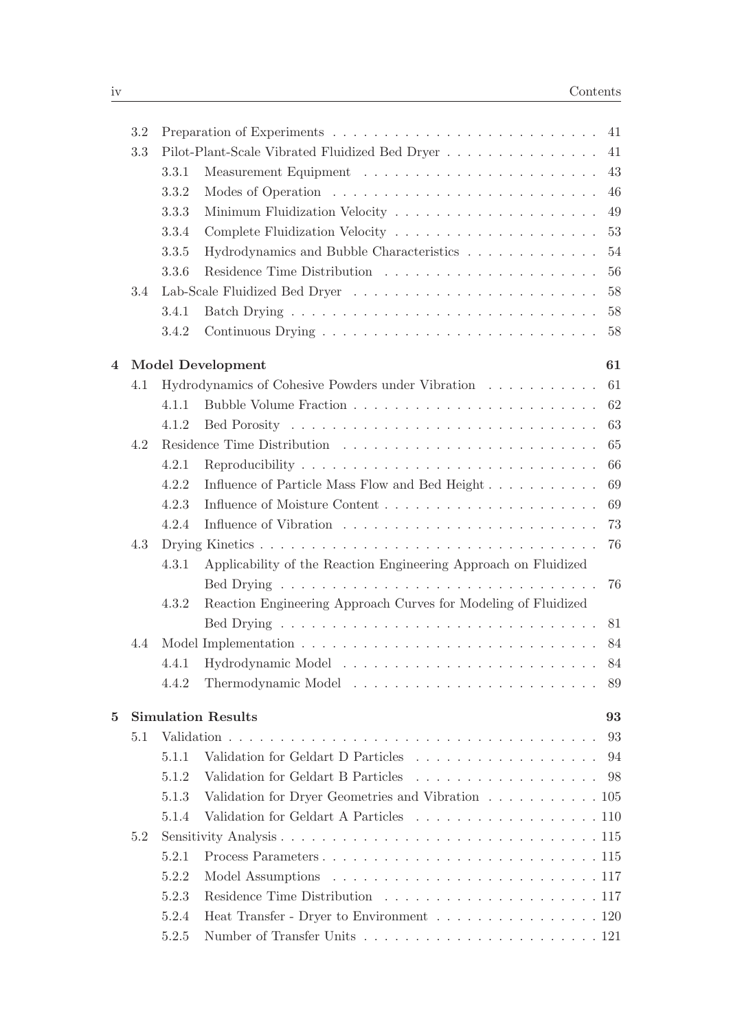3.2 Preparation of Experiments . . . . . . . . . . . . . . . . . . . . . . . . . . 41
3.3 Pilot-Plant-Scale Vibrated Fluidized Bed Dryer . . . . . . . . . . . . . . . 41
  3.3.1 Measurement Equipment . . . . . . . . . . . . . . . . . . . . . . . 43
  3.3.2 Modes of Operation . . . . . . . . . . . . . . . . . . . . . . . . . 46
  3.3.3 Minimum Fluidization Velocity . . . . . . . . . . . . . . . . . . . . 49
  3.3.4 Complete Fluidization Velocity . . . . . . . . . . . . . . . . . . . . 53
  3.3.5 Hydrodynamics and Bubble Characteristics . . . . . . . . . . . . . 54
  3.3.6 Residence Time Distribution . . . . . . . . . . . . . . . . . . . . . 56
3.4 Lab-Scale Fluidized Bed Dryer . . . . . . . . . . . . . . . . . . . . . . . . 58
  3.4.1 Batch Drying . . . . . . . . . . . . . . . . . . . . . . . . . . . . . 58
  3.4.2 Continuous Drying . . . . . . . . . . . . . . . . . . . . . . . . . . 58

**4 Model Development** **61**

4.1 Hydrodynamics of Cohesive Powders under Vibration . . . . . . . . . . . 61
  4.1.1 Bubble Volume Fraction . . . . . . . . . . . . . . . . . . . . . . . . 62
  4.1.2 Bed Porosity . . . . . . . . . . . . . . . . . . . . . . . . . . . . . 63
4.2 Residence Time Distribution . . . . . . . . . . . . . . . . . . . . . . . . 65
  4.2.1 Reproducibility . . . . . . . . . . . . . . . . . . . . . . . . . . . . 66
  4.2.2 Influence of Particle Mass Flow and Bed Height . . . . . . . . . . . 69
  4.2.3 Influence of Moisture Content . . . . . . . . . . . . . . . . . . . . 69
  4.2.4 Influence of Vibration . . . . . . . . . . . . . . . . . . . . . . . . 73
4.3 Drying Kinetics . . . . . . . . . . . . . . . . . . . . . . . . . . . . . . . 76
  4.3.1 Applicability of the Reaction Engineering Approach on Fluidized Bed Drying . . . . . . . . . . . . . . . . . . . . . . . . . . . . . . 76
  4.3.2 Reaction Engineering Approach Curves for Modeling of Fluidized Bed Drying . . . . . . . . . . . . . . . . . . . . . . . . . . . . . . 81
4.4 Model Implementation . . . . . . . . . . . . . . . . . . . . . . . . . . . . 84
  4.4.1 Hydrodynamic Model . . . . . . . . . . . . . . . . . . . . . . . . . 84
  4.4.2 Thermodynamic Model . . . . . . . . . . . . . . . . . . . . . . . . 89

**5 Simulation Results** **93**

5.1 Validation . . . . . . . . . . . . . . . . . . . . . . . . . . . . . . . . . . . 93
  5.1.1 Validation for Geldart D Particles . . . . . . . . . . . . . . . . . . 94
  5.1.2 Validation for Geldart B Particles . . . . . . . . . . . . . . . . . . 98
  5.1.3 Validation for Dryer Geometries and Vibration . . . . . . . . . . . 105
  5.1.4 Validation for Geldart A Particles . . . . . . . . . . . . . . . . . . 110
5.2 Sensitivity Analysis . . . . . . . . . . . . . . . . . . . . . . . . . . . . . 115
  5.2.1 Process Parameters . . . . . . . . . . . . . . . . . . . . . . . . . . 115
  5.2.2 Model Assumptions . . . . . . . . . . . . . . . . . . . . . . . . . . 117
  5.2.3 Residence Time Distribution . . . . . . . . . . . . . . . . . . . . . 117
  5.2.4 Heat Transfer - Dryer to Environment . . . . . . . . . . . . . . . . 120
  5.2.5 Number of Transfer Units . . . . . . . . . . . . . . . . . . . . . . . 121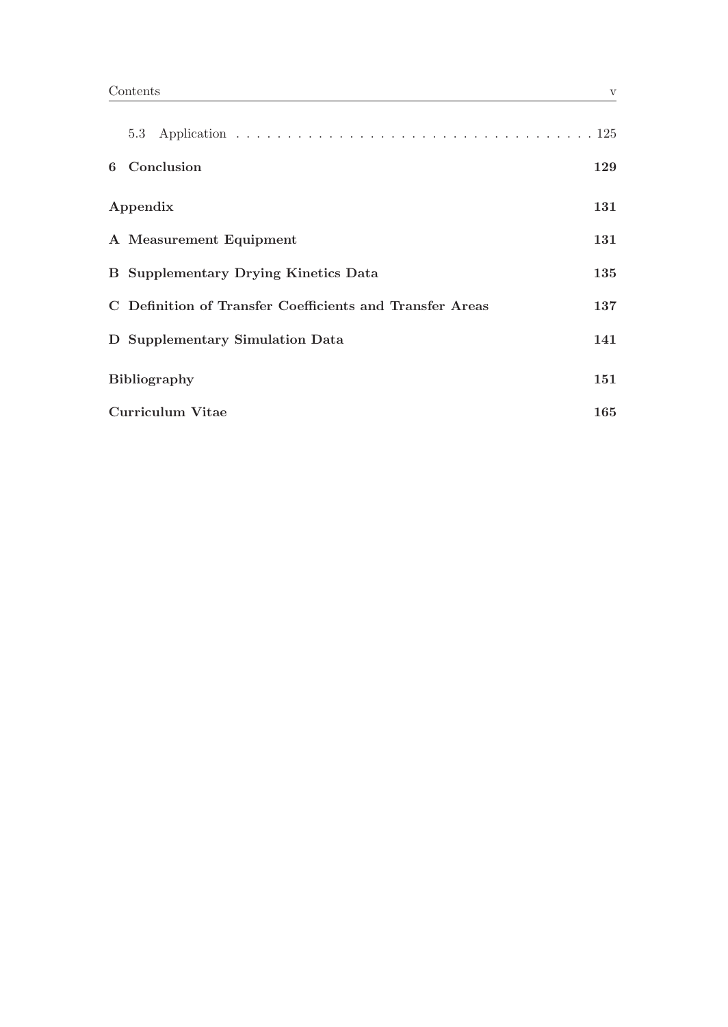5.3 Application . . . . . . . . . . . . . . . . . . . . . . . . . . . . . . . . . . . 125

**6 Conclusion** **129**

**Appendix** **131**

**A Measurement Equipment** **131**

**B Supplementary Drying Kinetics Data** **135**

**C Definition of Transfer Coefficients and Transfer Areas** **137**

**D Supplementary Simulation Data** **141**

**Bibliography** **151**

**Curriculum Vitae** **165**